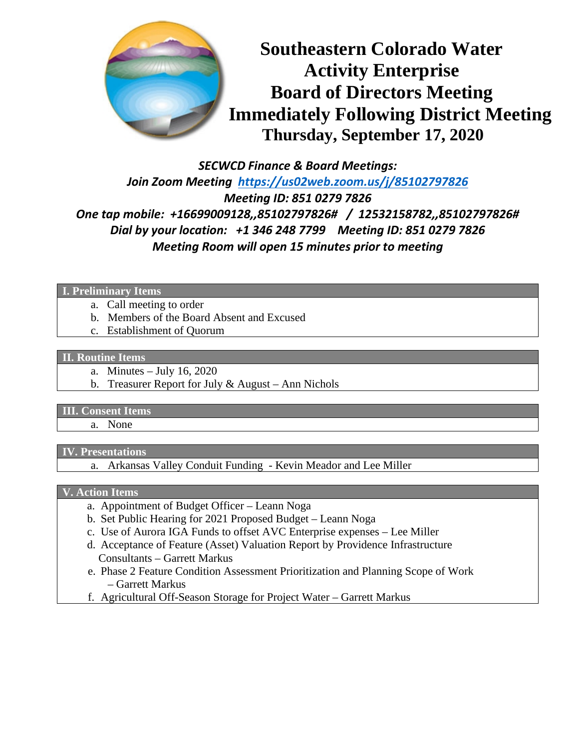# Southeastern Colorado Water Activity Enterprise Board of Directors Meeting Immediately Following District Meeting

## Thursday, September 17, 2020

***SECWCD Finance & Board Meetings:***
***Join Zoom Meeting https://us02web.zoom.us/j/85102797826***
***Meeting ID: 851 0279 7826***
***One tap mobile: +16699009128,,85102797826# / 12532158782,,85102797826#***
***Dial by your location: +1 346 248 7799 Meeting ID: 851 0279 7826***
***Meeting Room will open 15 minutes prior to meeting***

### I. Preliminary Items

a. Call meeting to order
b. Members of the Board Absent and Excused
c. Establishment of Quorum

### II. Routine Items

a. Minutes – July 16, 2020
b. Treasurer Report for July & August – Ann Nichols

### III. Consent Items

a. None

### IV. Presentations

a. Arkansas Valley Conduit Funding - Kevin Meador and Lee Miller

### V. Action Items

a. Appointment of Budget Officer – Leann Noga
b. Set Public Hearing for 2021 Proposed Budget – Leann Noga
c. Use of Aurora IGA Funds to offset AVC Enterprise expenses – Lee Miller
d. Acceptance of Feature (Asset) Valuation Report by Providence Infrastructure Consultants – Garrett Markus
e. Phase 2 Feature Condition Assessment Prioritization and Planning Scope of Work – Garrett Markus
f. Agricultural Off-Season Storage for Project Water – Garrett Markus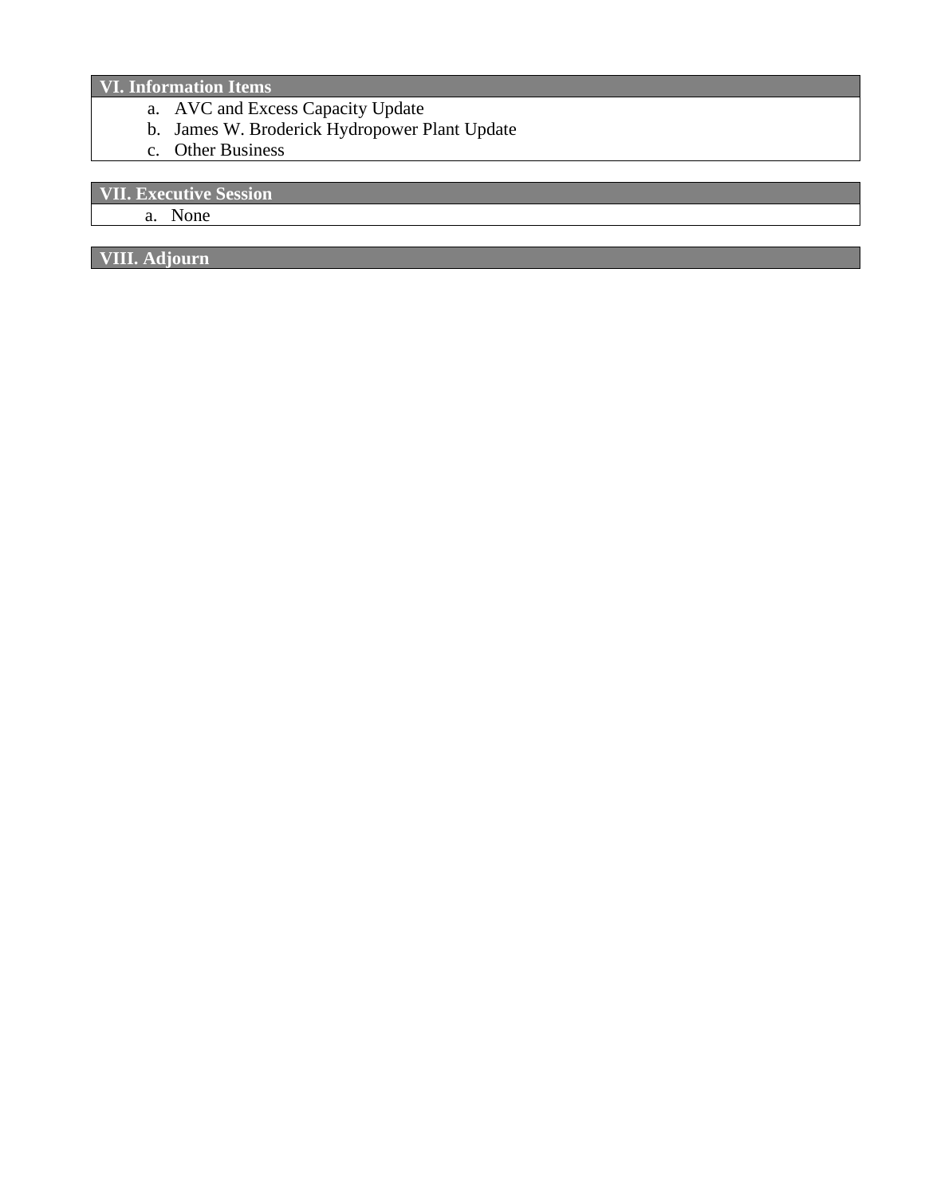## VI. Information Items

a. AVC and Excess Capacity Update
b. James W. Broderick Hydropower Plant Update
c. Other Business

## VII. Executive Session

a. None

## VIII. Adjourn